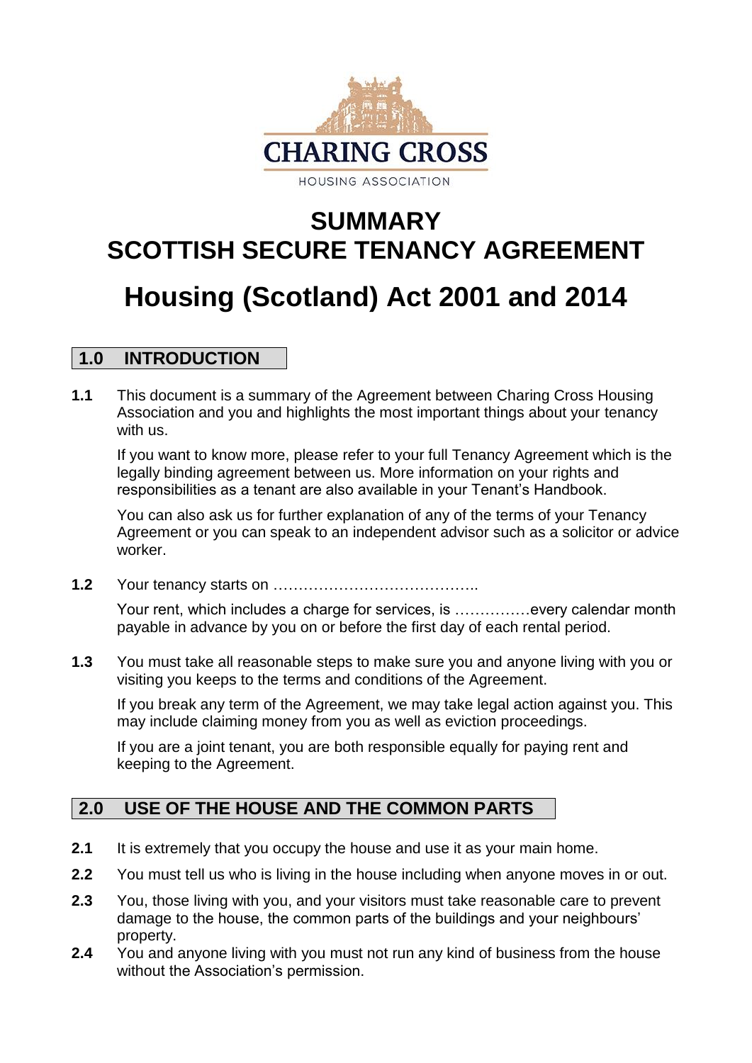CHARING CROSS

HOUSING ASSOCIATION

# SUMMARY
# SCOTTISH SECURE TENANCY AGREEMENT

# Housing (Scotland) Act 2001 and 2014

## 1.0 INTRODUCTION

**1.1** This document is a summary of the Agreement between Charing Cross Housing Association and you and highlights the most important things about your tenancy with us.

If you want to know more, please refer to your full Tenancy Agreement which is the legally binding agreement between us. More information on your rights and responsibilities as a tenant are also available in your Tenant's Handbook.

You can also ask us for further explanation of any of the terms of your Tenancy Agreement or you can speak to an independent advisor such as a solicitor or advice worker.

**1.2** Your tenancy starts on …………………………………..

Your rent, which includes a charge for services, is ……………every calendar month payable in advance by you on or before the first day of each rental period.

**1.3** You must take all reasonable steps to make sure you and anyone living with you or visiting you keeps to the terms and conditions of the Agreement.

If you break any term of the Agreement, we may take legal action against you. This may include claiming money from you as well as eviction proceedings.

If you are a joint tenant, you are both responsible equally for paying rent and keeping to the Agreement.

## 2.0 USE OF THE HOUSE AND THE COMMON PARTS

**2.1** It is extremely that you occupy the house and use it as your main home.

**2.2** You must tell us who is living in the house including when anyone moves in or out.

**2.3** You, those living with you, and your visitors must take reasonable care to prevent damage to the house, the common parts of the buildings and your neighbours' property.

**2.4** You and anyone living with you must not run any kind of business from the house without the Association's permission.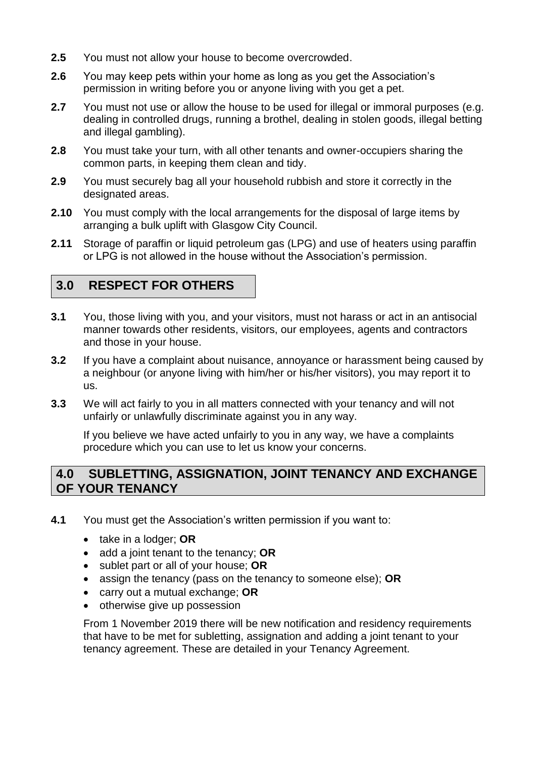**2.5** You must not allow your house to become overcrowded.

**2.6** You may keep pets within your home as long as you get the Association's permission in writing before you or anyone living with you get a pet.

**2.7** You must not use or allow the house to be used for illegal or immoral purposes (e.g. dealing in controlled drugs, running a brothel, dealing in stolen goods, illegal betting and illegal gambling).

**2.8** You must take your turn, with all other tenants and owner-occupiers sharing the common parts, in keeping them clean and tidy.

**2.9** You must securely bag all your household rubbish and store it correctly in the designated areas.

**2.10** You must comply with the local arrangements for the disposal of large items by arranging a bulk uplift with Glasgow City Council.

**2.11** Storage of paraffin or liquid petroleum gas (LPG) and use of heaters using paraffin or LPG is not allowed in the house without the Association's permission.

## 3.0 RESPECT FOR OTHERS

**3.1** You, those living with you, and your visitors, must not harass or act in an antisocial manner towards other residents, visitors, our employees, agents and contractors and those in your house.

**3.2** If you have a complaint about nuisance, annoyance or harassment being caused by a neighbour (or anyone living with him/her or his/her visitors), you may report it to us.

**3.3** We will act fairly to you in all matters connected with your tenancy and will not unfairly or unlawfully discriminate against you in any way.

If you believe we have acted unfairly to you in any way, we have a complaints procedure which you can use to let us know your concerns.

## 4.0 SUBLETTING, ASSIGNATION, JOINT TENANCY AND EXCHANGE OF YOUR TENANCY

**4.1** You must get the Association's written permission if you want to:

- take in a lodger; **OR**
- add a joint tenant to the tenancy; **OR**
- sublet part or all of your house; **OR**
- assign the tenancy (pass on the tenancy to someone else); **OR**
- carry out a mutual exchange; **OR**
- otherwise give up possession

From 1 November 2019 there will be new notification and residency requirements that have to be met for subletting, assignation and adding a joint tenant to your tenancy agreement. These are detailed in your Tenancy Agreement.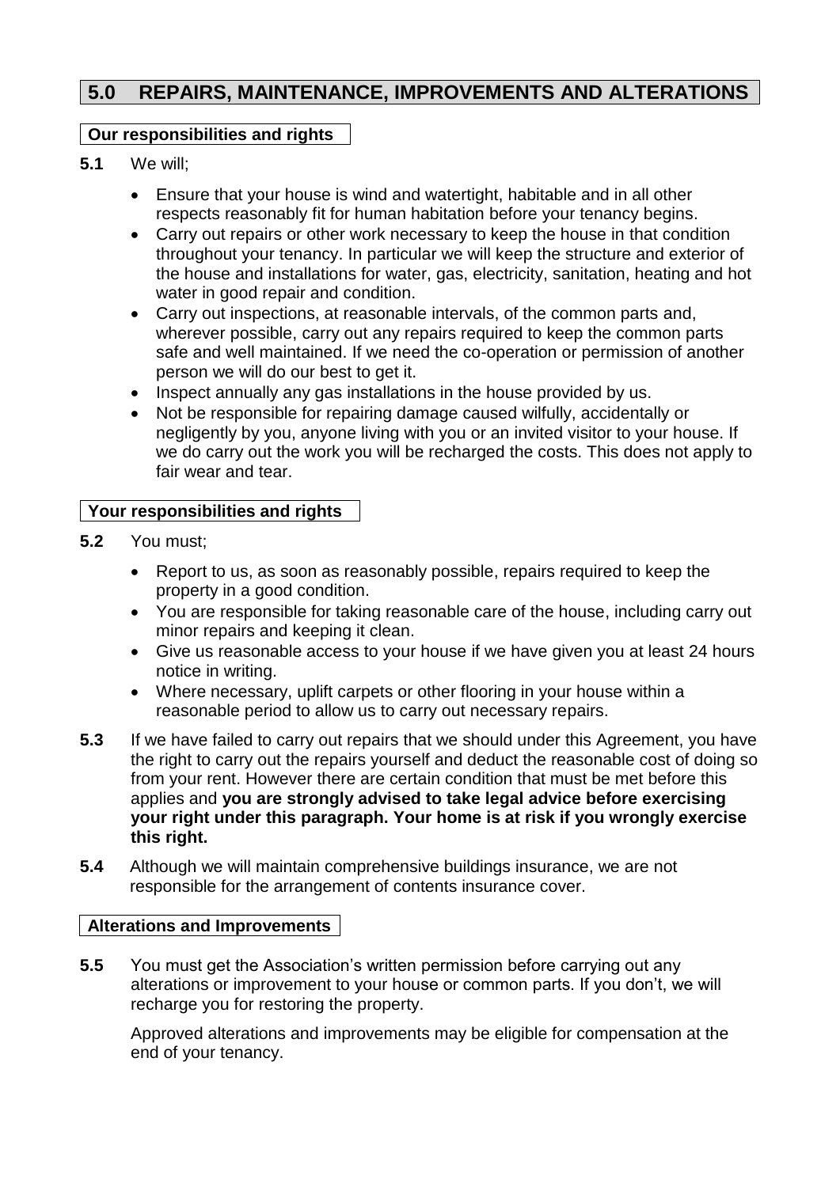## 5.0 REPAIRS, MAINTENANCE, IMPROVEMENTS AND ALTERATIONS

### Our responsibilities and rights

**5.1** We will;

- Ensure that your house is wind and watertight, habitable and in all other respects reasonably fit for human habitation before your tenancy begins.
- Carry out repairs or other work necessary to keep the house in that condition throughout your tenancy. In particular we will keep the structure and exterior of the house and installations for water, gas, electricity, sanitation, heating and hot water in good repair and condition.
- Carry out inspections, at reasonable intervals, of the common parts and, wherever possible, carry out any repairs required to keep the common parts safe and well maintained. If we need the co-operation or permission of another person we will do our best to get it.
- Inspect annually any gas installations in the house provided by us.
- Not be responsible for repairing damage caused wilfully, accidentally or negligently by you, anyone living with you or an invited visitor to your house. If we do carry out the work you will be recharged the costs. This does not apply to fair wear and tear.

### Your responsibilities and rights

**5.2** You must;

- Report to us, as soon as reasonably possible, repairs required to keep the property in a good condition.
- You are responsible for taking reasonable care of the house, including carry out minor repairs and keeping it clean.
- Give us reasonable access to your house if we have given you at least 24 hours notice in writing.
- Where necessary, uplift carpets or other flooring in your house within a reasonable period to allow us to carry out necessary repairs.

**5.3** If we have failed to carry out repairs that we should under this Agreement, you have the right to carry out the repairs yourself and deduct the reasonable cost of doing so from your rent. However there are certain condition that must be met before this applies and **you are strongly advised to take legal advice before exercising your right under this paragraph. Your home is at risk if you wrongly exercise this right.**

**5.4** Although we will maintain comprehensive buildings insurance, we are not responsible for the arrangement of contents insurance cover.

### Alterations and Improvements

**5.5** You must get the Association's written permission before carrying out any alterations or improvement to your house or common parts. If you don't, we will recharge you for restoring the property.

Approved alterations and improvements may be eligible for compensation at the end of your tenancy.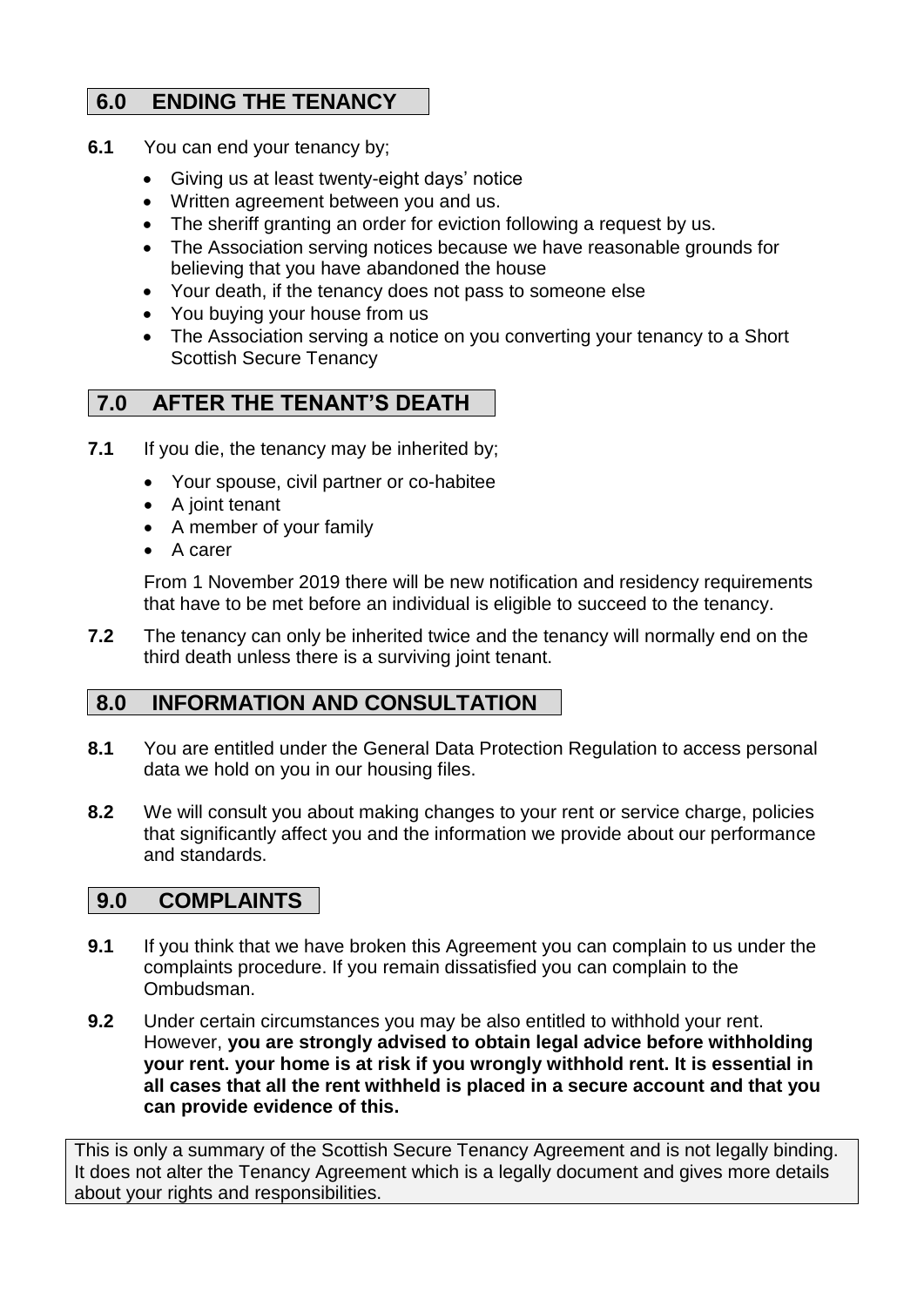## 6.0 ENDING THE TENANCY

**6.1** You can end your tenancy by;

- Giving us at least twenty-eight days' notice
- Written agreement between you and us.
- The sheriff granting an order for eviction following a request by us.
- The Association serving notices because we have reasonable grounds for believing that you have abandoned the house
- Your death, if the tenancy does not pass to someone else
- You buying your house from us
- The Association serving a notice on you converting your tenancy to a Short Scottish Secure Tenancy

## 7.0 AFTER THE TENANT'S DEATH

**7.1** If you die, the tenancy may be inherited by;

- Your spouse, civil partner or co-habitee
- A joint tenant
- A member of your family
- A carer

From 1 November 2019 there will be new notification and residency requirements that have to be met before an individual is eligible to succeed to the tenancy.

**7.2** The tenancy can only be inherited twice and the tenancy will normally end on the third death unless there is a surviving joint tenant.

## 8.0 INFORMATION AND CONSULTATION

**8.1** You are entitled under the General Data Protection Regulation to access personal data we hold on you in our housing files.

**8.2** We will consult you about making changes to your rent or service charge, policies that significantly affect you and the information we provide about our performance and standards.

## 9.0 COMPLAINTS

**9.1** If you think that we have broken this Agreement you can complain to us under the complaints procedure. If you remain dissatisfied you can complain to the Ombudsman.

**9.2** Under certain circumstances you may be also entitled to withhold your rent. However, **you are strongly advised to obtain legal advice before withholding your rent. your home is at risk if you wrongly withhold rent. It is essential in all cases that all the rent withheld is placed in a secure account and that you can provide evidence of this.**

This is only a summary of the Scottish Secure Tenancy Agreement and is not legally binding. It does not alter the Tenancy Agreement which is a legally document and gives more details about your rights and responsibilities.